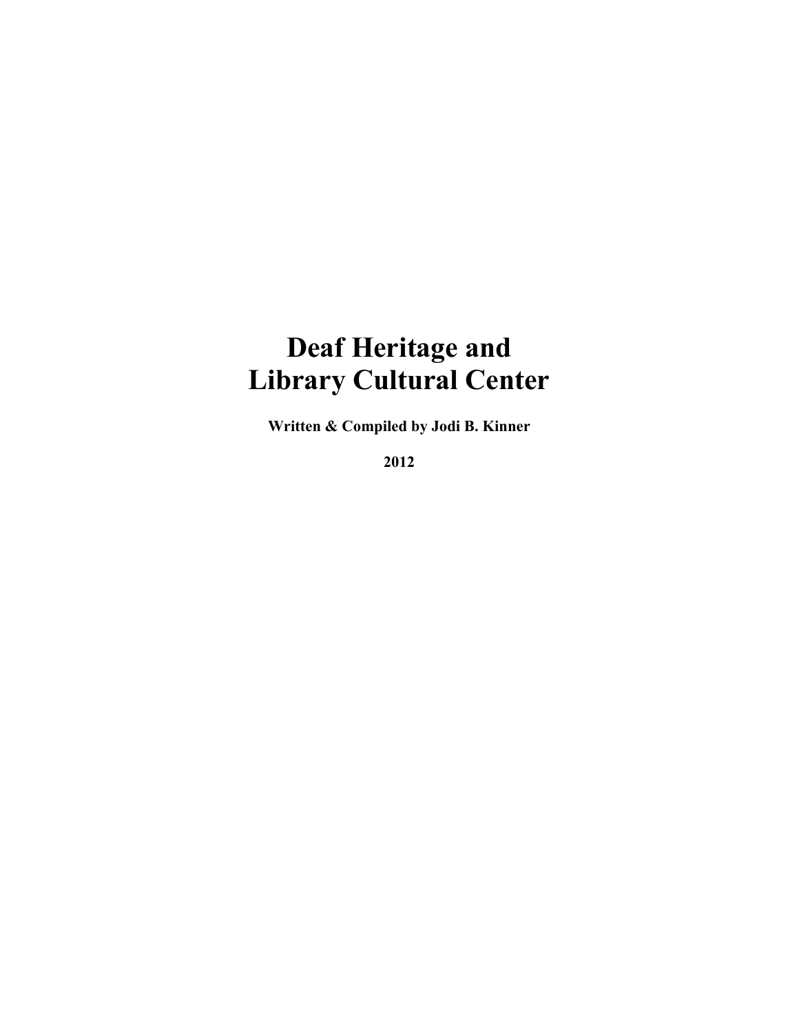# Deaf Heritage and Library Cultural Center

**Written & Compiled by Jodi B. Kinner**

**2012**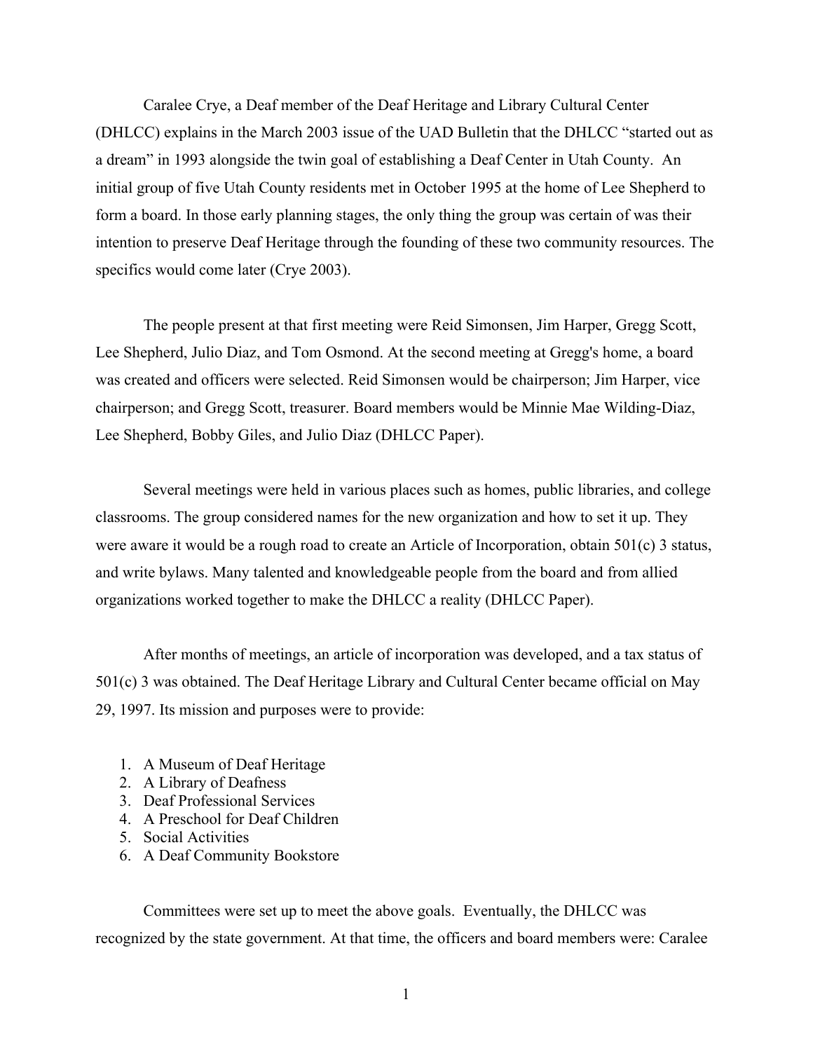Caralee Crye, a Deaf member of the Deaf Heritage and Library Cultural Center (DHLCC) explains in the March 2003 issue of the UAD Bulletin that the DHLCC "started out as a dream" in 1993 alongside the twin goal of establishing a Deaf Center in Utah County. An initial group of five Utah County residents met in October 1995 at the home of Lee Shepherd to form a board. In those early planning stages, the only thing the group was certain of was their intention to preserve Deaf Heritage through the founding of these two community resources. The specifics would come later (Crye 2003).

The people present at that first meeting were Reid Simonsen, Jim Harper, Gregg Scott, Lee Shepherd, Julio Diaz, and Tom Osmond. At the second meeting at Gregg's home, a board was created and officers were selected. Reid Simonsen would be chairperson; Jim Harper, vice chairperson; and Gregg Scott, treasurer. Board members would be Minnie Mae Wilding-Diaz, Lee Shepherd, Bobby Giles, and Julio Diaz (DHLCC Paper).

Several meetings were held in various places such as homes, public libraries, and college classrooms. The group considered names for the new organization and how to set it up. They were aware it would be a rough road to create an Article of Incorporation, obtain 501(c) 3 status, and write bylaws. Many talented and knowledgeable people from the board and from allied organizations worked together to make the DHLCC a reality (DHLCC Paper).

After months of meetings, an article of incorporation was developed, and a tax status of 501(c) 3 was obtained. The Deaf Heritage Library and Cultural Center became official on May 29, 1997. Its mission and purposes were to provide:

1. A Museum of Deaf Heritage
2. A Library of Deafness
3. Deaf Professional Services
4. A Preschool for Deaf Children
5. Social Activities
6. A Deaf Community Bookstore

Committees were set up to meet the above goals. Eventually, the DHLCC was recognized by the state government. At that time, the officers and board members were: Caralee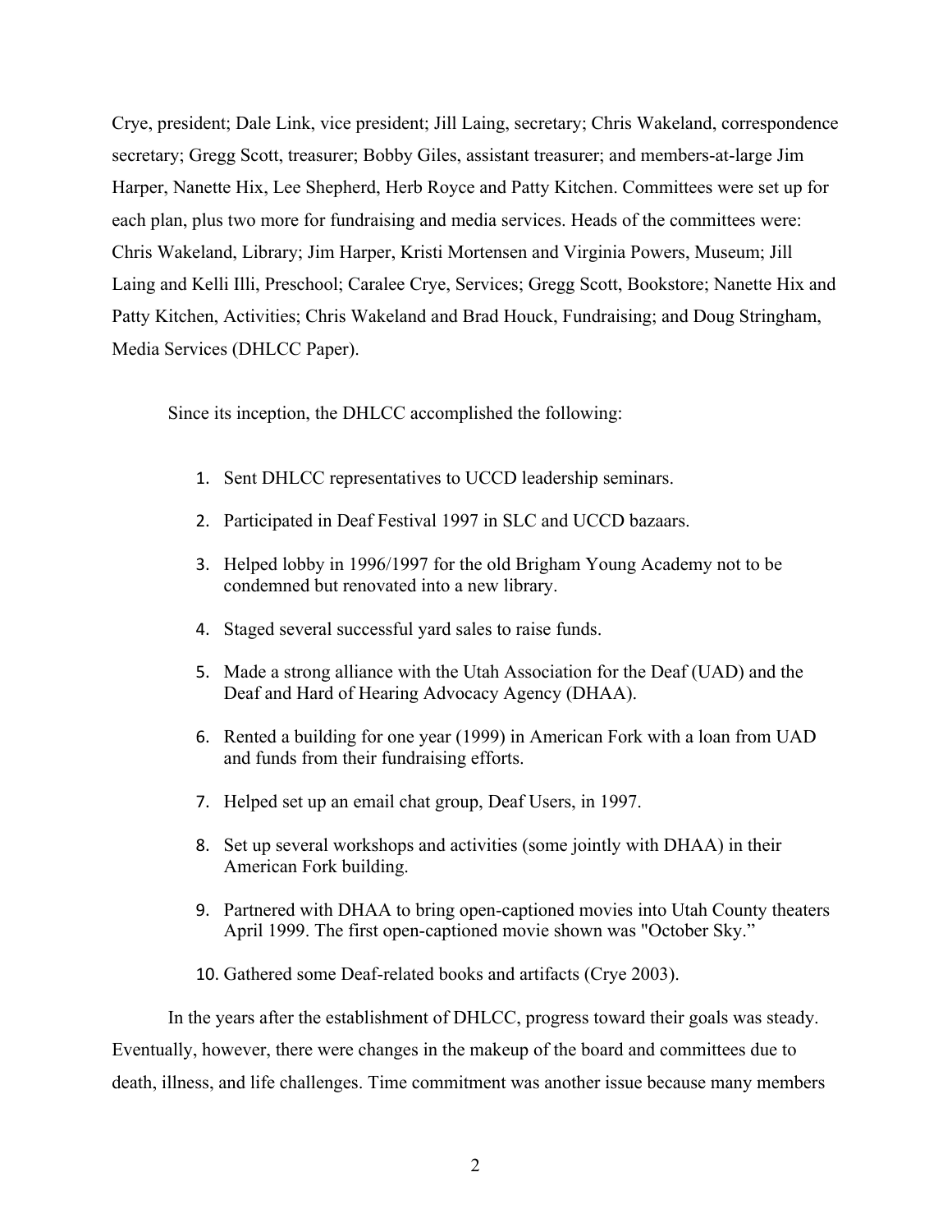Crye, president; Dale Link, vice president; Jill Laing, secretary; Chris Wakeland, correspondence secretary; Gregg Scott, treasurer; Bobby Giles, assistant treasurer; and members-at-large Jim Harper, Nanette Hix, Lee Shepherd, Herb Royce and Patty Kitchen. Committees were set up for each plan, plus two more for fundraising and media services. Heads of the committees were: Chris Wakeland, Library; Jim Harper, Kristi Mortensen and Virginia Powers, Museum; Jill Laing and Kelli Illi, Preschool; Caralee Crye, Services; Gregg Scott, Bookstore; Nanette Hix and Patty Kitchen, Activities; Chris Wakeland and Brad Houck, Fundraising; and Doug Stringham, Media Services (DHLCC Paper).

Since its inception, the DHLCC accomplished the following:

1. Sent DHLCC representatives to UCCD leadership seminars.
2. Participated in Deaf Festival 1997 in SLC and UCCD bazaars.
3. Helped lobby in 1996/1997 for the old Brigham Young Academy not to be condemned but renovated into a new library.
4. Staged several successful yard sales to raise funds.
5. Made a strong alliance with the Utah Association for the Deaf (UAD) and the Deaf and Hard of Hearing Advocacy Agency (DHAA).
6. Rented a building for one year (1999) in American Fork with a loan from UAD and funds from their fundraising efforts.
7. Helped set up an email chat group, Deaf Users, in 1997.
8. Set up several workshops and activities (some jointly with DHAA) in their American Fork building.
9. Partnered with DHAA to bring open-captioned movies into Utah County theaters April 1999. The first open-captioned movie shown was "October Sky."
10. Gathered some Deaf-related books and artifacts (Crye 2003).

In the years after the establishment of DHLCC, progress toward their goals was steady. Eventually, however, there were changes in the makeup of the board and committees due to death, illness, and life challenges. Time commitment was another issue because many members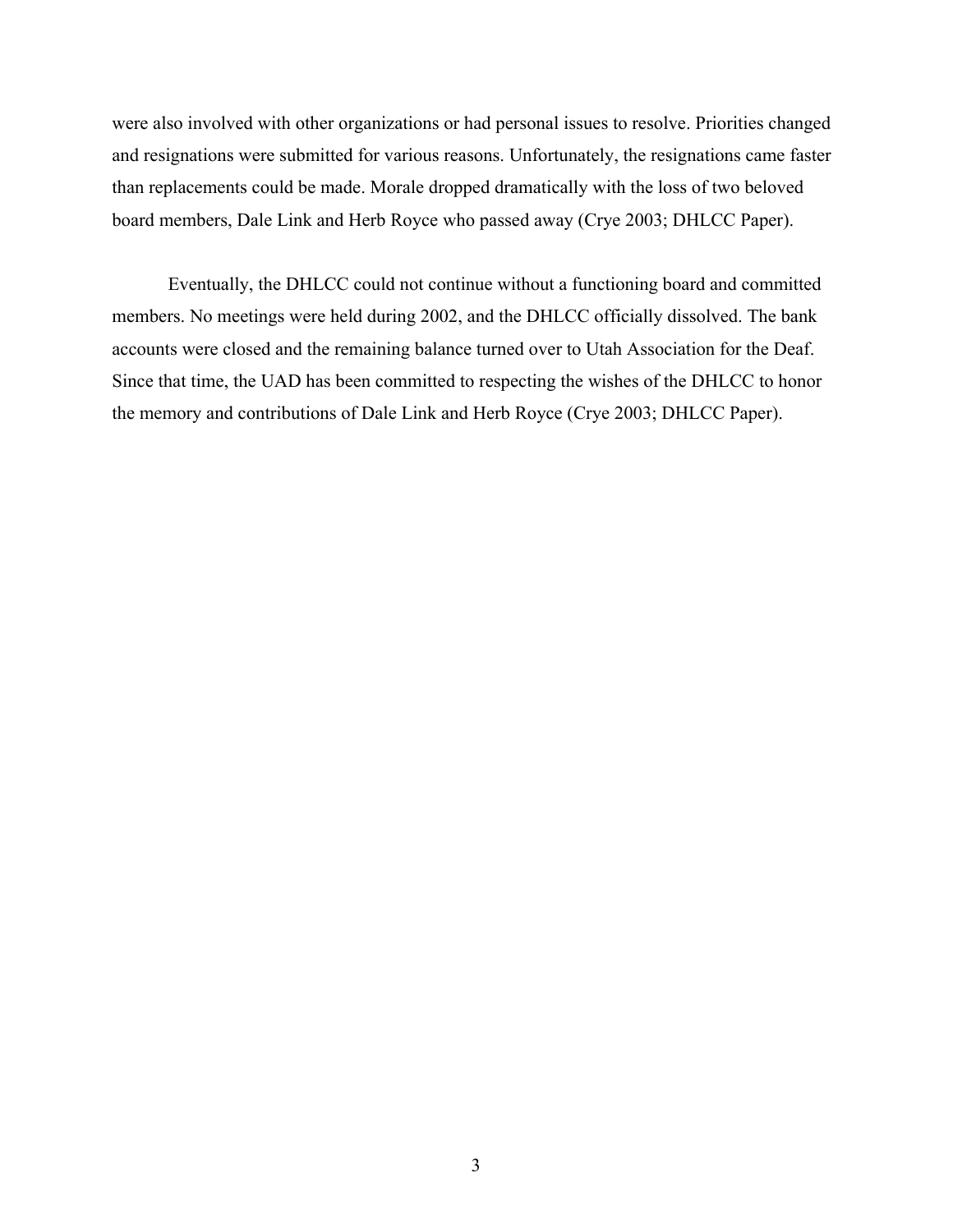were also involved with other organizations or had personal issues to resolve. Priorities changed and resignations were submitted for various reasons. Unfortunately, the resignations came faster than replacements could be made. Morale dropped dramatically with the loss of two beloved board members, Dale Link and Herb Royce who passed away (Crye 2003; DHLCC Paper).

Eventually, the DHLCC could not continue without a functioning board and committed members. No meetings were held during 2002, and the DHLCC officially dissolved. The bank accounts were closed and the remaining balance turned over to Utah Association for the Deaf. Since that time, the UAD has been committed to respecting the wishes of the DHLCC to honor the memory and contributions of Dale Link and Herb Royce (Crye 2003; DHLCC Paper).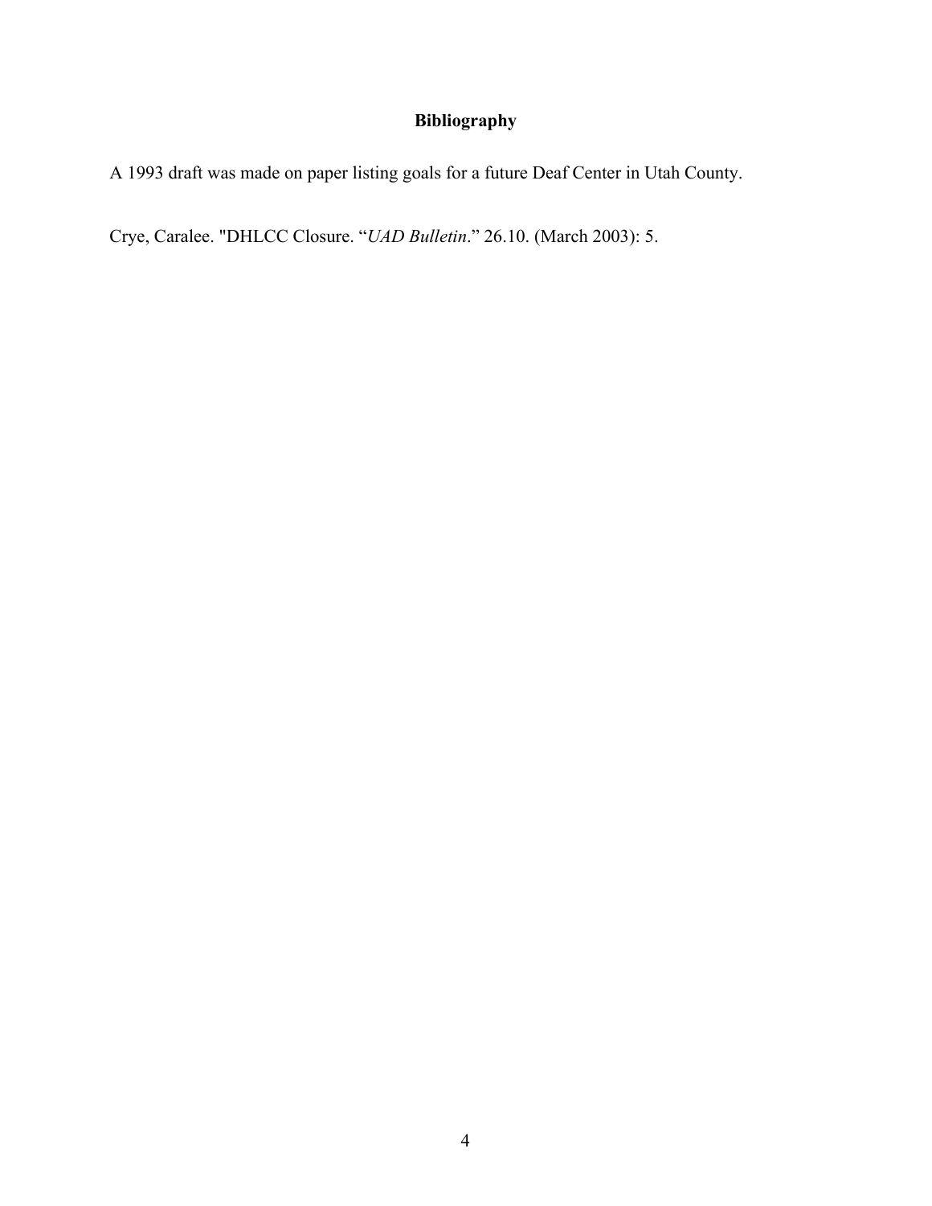# Bibliography

A 1993 draft was made on paper listing goals for a future Deaf Center in Utah County.

Crye, Caralee. "DHLCC Closure. "*UAD Bulletin*." 26.10. (March 2003): 5.